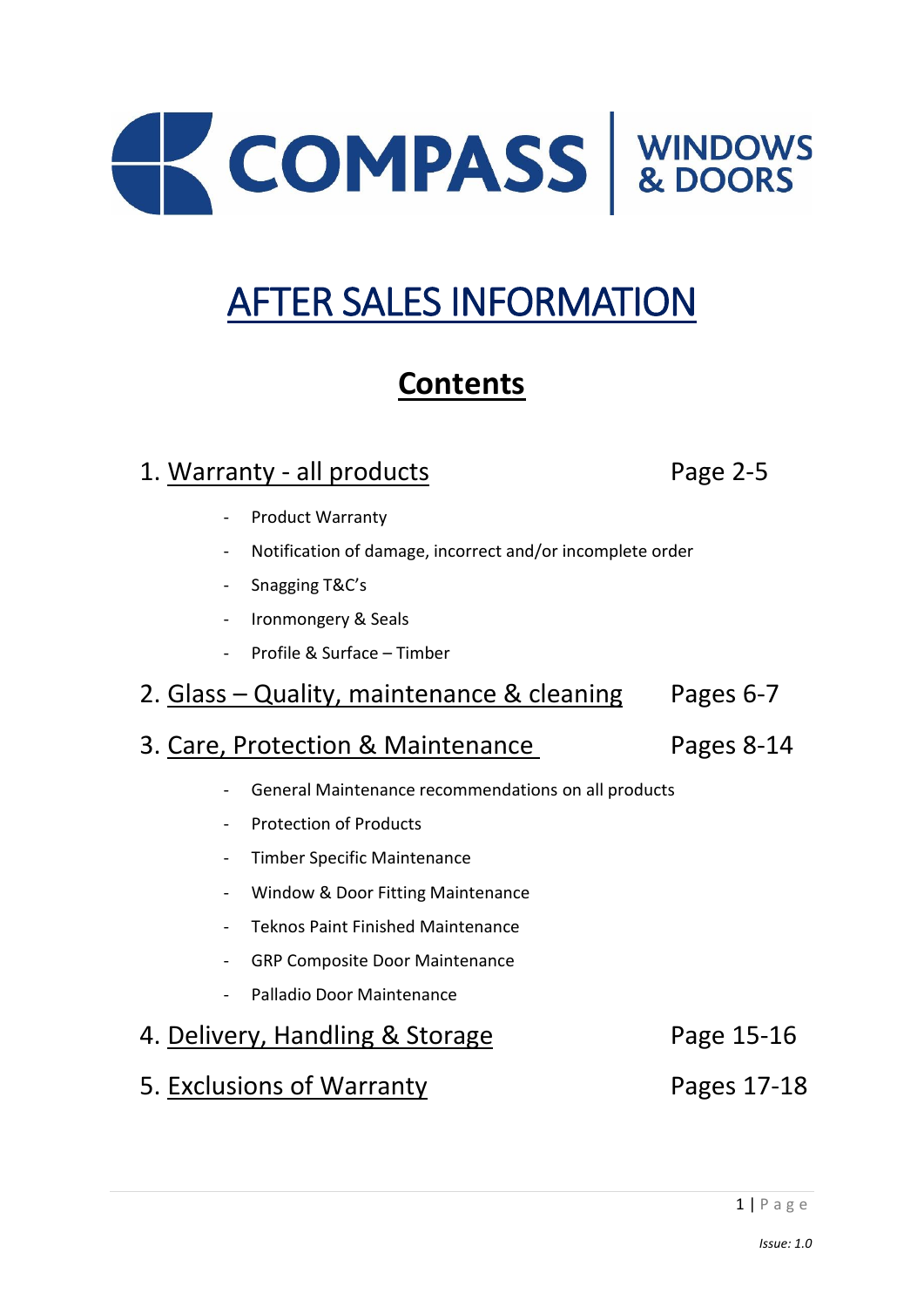COMPASS | WINDOWS & DOORS

# AFTER SALES INFORMATION

## Contents

1. Warranty - all products — Page 2-5
   - Product Warranty
   - Notification of damage, incorrect and/or incomplete order
   - Snagging T&C's
   - Ironmongery & Seals
   - Profile & Surface – Timber
2. Glass – Quality, maintenance & cleaning — Pages 6-7
3. Care, Protection & Maintenance — Pages 8-14
   - General Maintenance recommendations on all products
   - Protection of Products
   - Timber Specific Maintenance
   - Window & Door Fitting Maintenance
   - Teknos Paint Finished Maintenance
   - GRP Composite Door Maintenance
   - Palladio Door Maintenance
4. Delivery, Handling & Storage — Page 15-16
5. Exclusions of Warranty — Pages 17-18

*Issue: 1.0*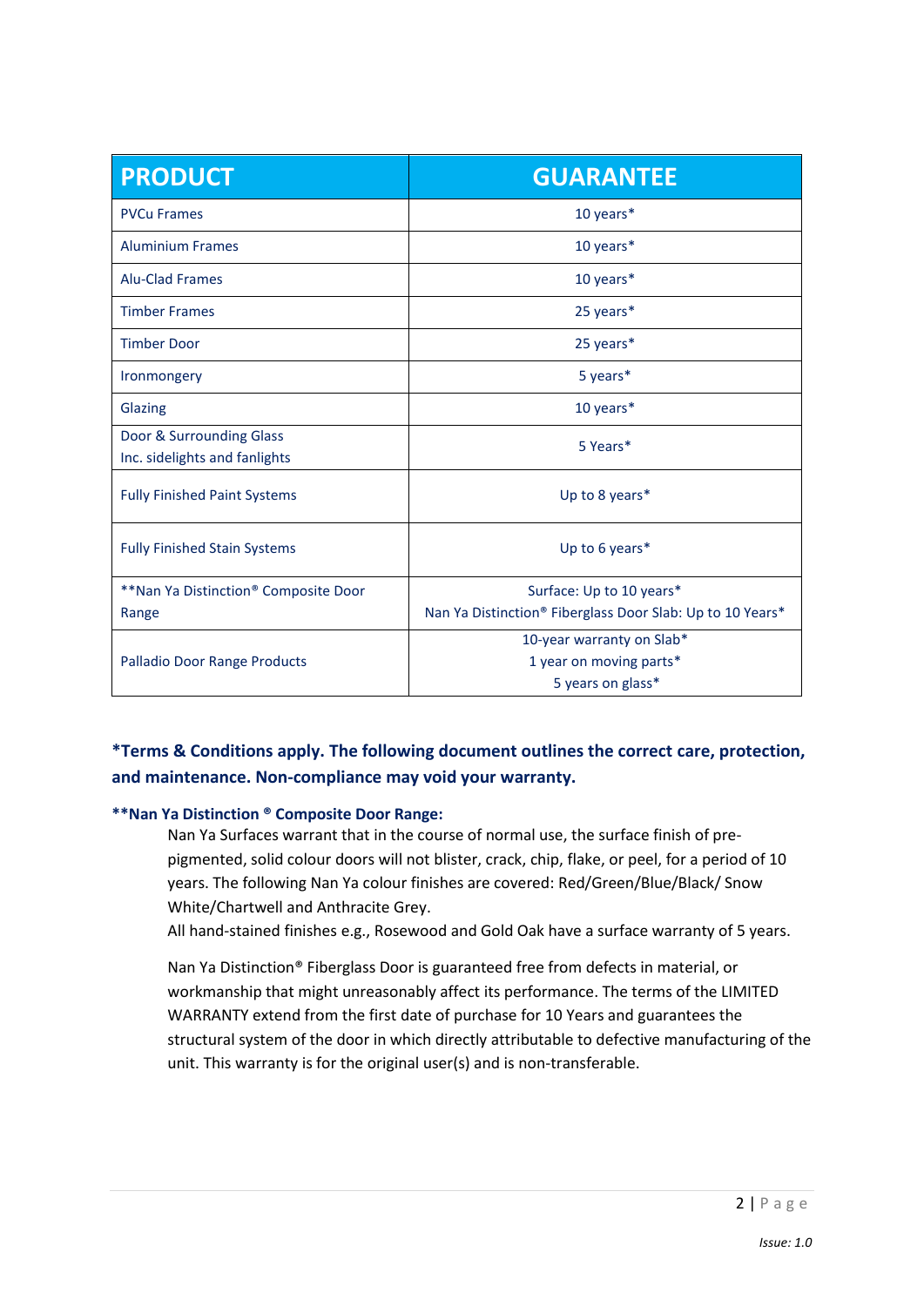| PRODUCT | GUARANTEE |
|---|---|
| PVCu Frames | 10 years* |
| Aluminium Frames | 10 years* |
| Alu-Clad Frames | 10 years* |
| Timber Frames | 25 years* |
| Timber Door | 25 years* |
| Ironmongery | 5 years* |
| Glazing | 10 years* |
| Door & Surrounding Glass Inc. sidelights and fanlights | 5 Years* |
| Fully Finished Paint Systems | Up to 8 years* |
| Fully Finished Stain Systems | Up to 6 years* |
| **Nan Ya Distinction® Composite Door Range | Surface: Up to 10 years*<br>Nan Ya Distinction® Fiberglass Door Slab: Up to 10 Years* |
| Palladio Door Range Products | 10-year warranty on Slab*<br>1 year on moving parts*<br>5 years on glass* |

**\*Terms & Conditions apply. The following document outlines the correct care, protection, and maintenance. Non-compliance may void your warranty.**

**\*\*Nan Ya Distinction ® Composite Door Range:**

Nan Ya Surfaces warrant that in the course of normal use, the surface finish of pre-pigmented, solid colour doors will not blister, crack, chip, flake, or peel, for a period of 10 years. The following Nan Ya colour finishes are covered: Red/Green/Blue/Black/ Snow White/Chartwell and Anthracite Grey.
All hand-stained finishes e.g., Rosewood and Gold Oak have a surface warranty of 5 years.

Nan Ya Distinction® Fiberglass Door is guaranteed free from defects in material, or workmanship that might unreasonably affect its performance. The terms of the LIMITED WARRANTY extend from the first date of purchase for 10 Years and guarantees the structural system of the door in which directly attributable to defective manufacturing of the unit. This warranty is for the original user(s) and is non-transferable.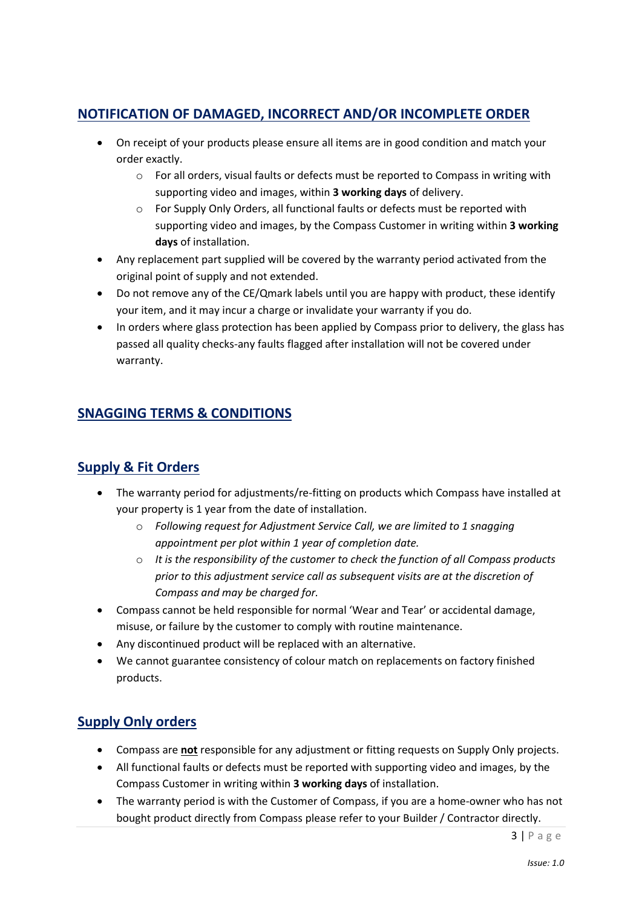## NOTIFICATION OF DAMAGED, INCORRECT AND/OR INCOMPLETE ORDER

- On receipt of your products please ensure all items are in good condition and match your order exactly.
  - For all orders, visual faults or defects must be reported to Compass in writing with supporting video and images, within **3 working days** of delivery.
  - For Supply Only Orders, all functional faults or defects must be reported with supporting video and images, by the Compass Customer in writing within **3 working days** of installation.
- Any replacement part supplied will be covered by the warranty period activated from the original point of supply and not extended.
- Do not remove any of the CE/Qmark labels until you are happy with product, these identify your item, and it may incur a charge or invalidate your warranty if you do.
- In orders where glass protection has been applied by Compass prior to delivery, the glass has passed all quality checks-any faults flagged after installation will not be covered under warranty.

## SNAGGING TERMS & CONDITIONS

### Supply & Fit Orders

- The warranty period for adjustments/re-fitting on products which Compass have installed at your property is 1 year from the date of installation.
  - *Following request for Adjustment Service Call, we are limited to 1 snagging appointment per plot within 1 year of completion date.*
  - *It is the responsibility of the customer to check the function of all Compass products prior to this adjustment service call as subsequent visits are at the discretion of Compass and may be charged for.*
- Compass cannot be held responsible for normal 'Wear and Tear' or accidental damage, misuse, or failure by the customer to comply with routine maintenance.
- Any discontinued product will be replaced with an alternative.
- We cannot guarantee consistency of colour match on replacements on factory finished products.

### Supply Only orders

- Compass are **not** responsible for any adjustment or fitting requests on Supply Only projects.
- All functional faults or defects must be reported with supporting video and images, by the Compass Customer in writing within **3 working days** of installation.
- The warranty period is with the Customer of Compass, if you are a home-owner who has not bought product directly from Compass please refer to your Builder / Contractor directly.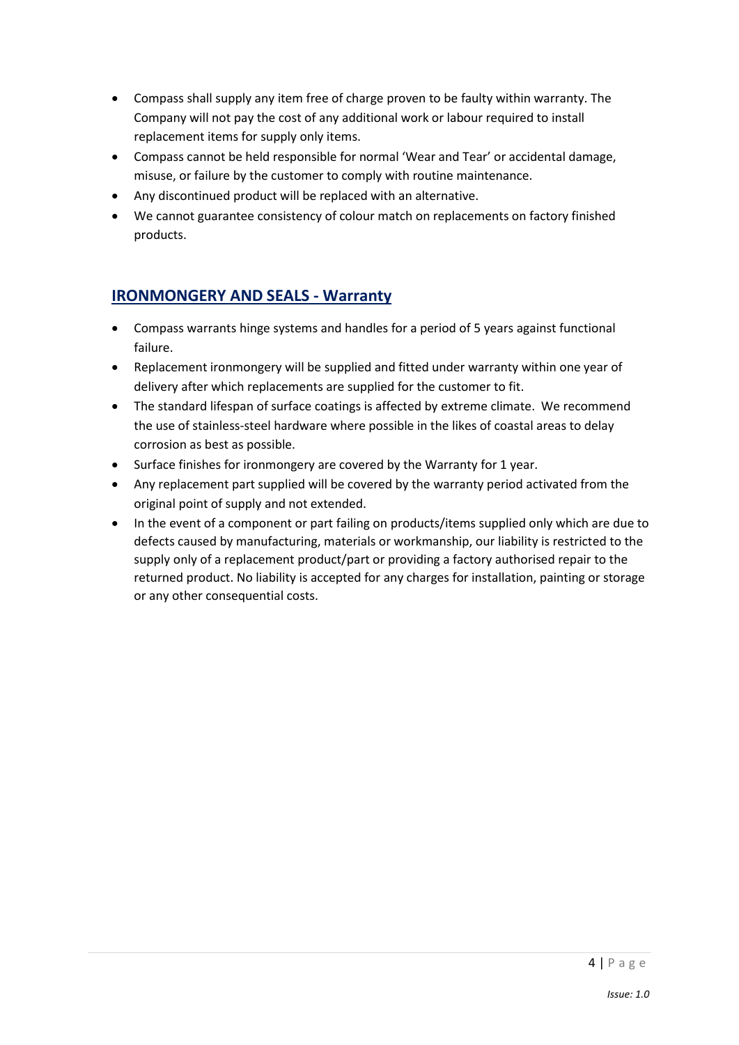- Compass shall supply any item free of charge proven to be faulty within warranty. The Company will not pay the cost of any additional work or labour required to install replacement items for supply only items.
- Compass cannot be held responsible for normal 'Wear and Tear' or accidental damage, misuse, or failure by the customer to comply with routine maintenance.
- Any discontinued product will be replaced with an alternative.
- We cannot guarantee consistency of colour match on replacements on factory finished products.

## IRONMONGERY AND SEALS - Warranty

- Compass warrants hinge systems and handles for a period of 5 years against functional failure.
- Replacement ironmongery will be supplied and fitted under warranty within one year of delivery after which replacements are supplied for the customer to fit.
- The standard lifespan of surface coatings is affected by extreme climate. We recommend the use of stainless-steel hardware where possible in the likes of coastal areas to delay corrosion as best as possible.
- Surface finishes for ironmongery are covered by the Warranty for 1 year.
- Any replacement part supplied will be covered by the warranty period activated from the original point of supply and not extended.
- In the event of a component or part failing on products/items supplied only which are due to defects caused by manufacturing, materials or workmanship, our liability is restricted to the supply only of a replacement product/part or providing a factory authorised repair to the returned product. No liability is accepted for any charges for installation, painting or storage or any other consequential costs.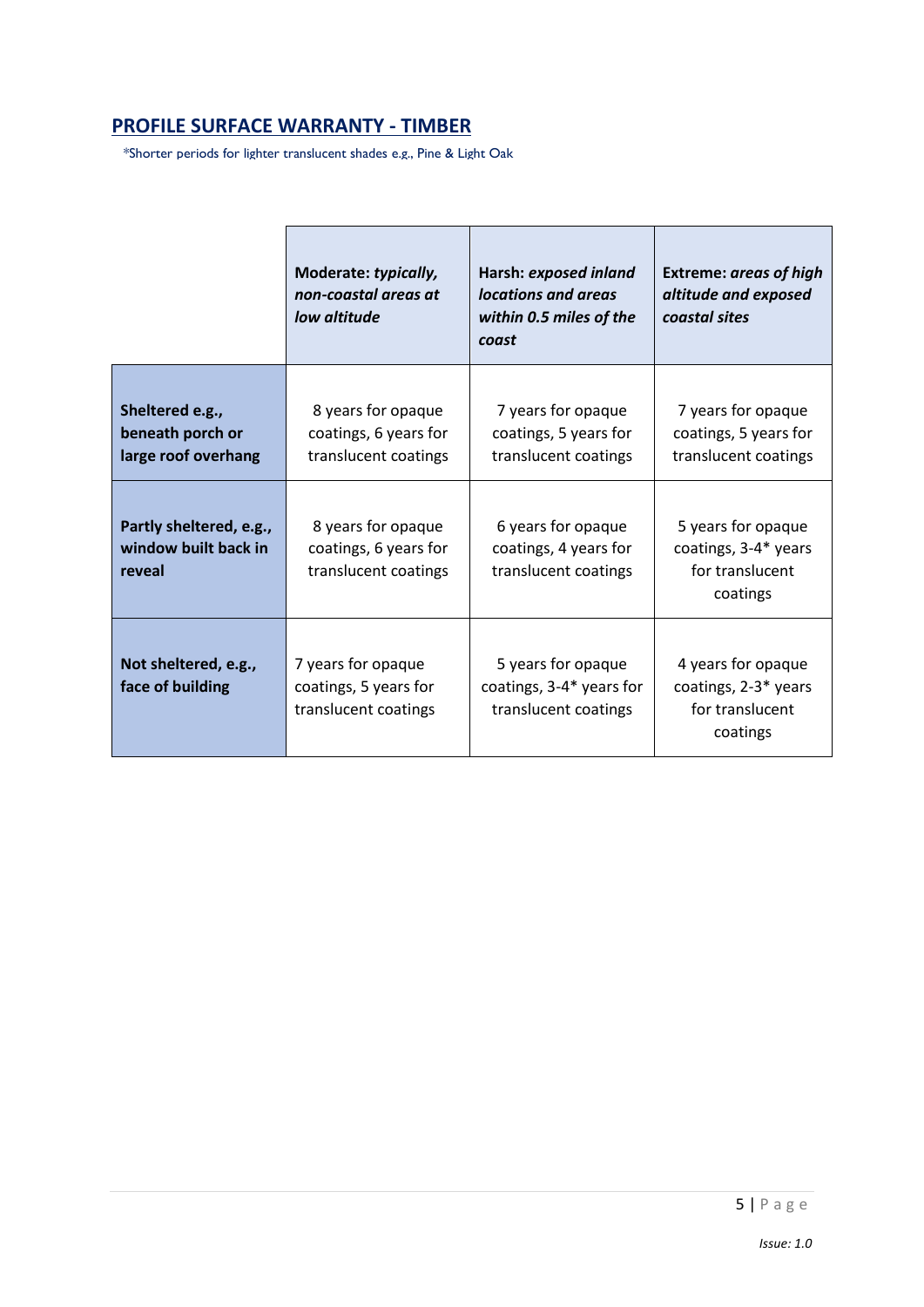## PROFILE SURFACE WARRANTY - TIMBER

*Shorter periods for lighter translucent shades e.g., Pine & Light Oak

| | **Moderate:** ***typically, non-coastal areas at low altitude*** | **Harsh:** ***exposed inland locations and areas within 0.5 miles of the coast*** | **Extreme:** ***areas of high altitude and exposed coastal sites*** |
|---|---|---|---|
| **Sheltered e.g., beneath porch or large roof overhang** | 8 years for opaque coatings, 6 years for translucent coatings | 7 years for opaque coatings, 5 years for translucent coatings | 7 years for opaque coatings, 5 years for translucent coatings |
| **Partly sheltered, e.g., window built back in reveal** | 8 years for opaque coatings, 6 years for translucent coatings | 6 years for opaque coatings, 4 years for translucent coatings | 5 years for opaque coatings, 3-4* years for translucent coatings |
| **Not sheltered, e.g., face of building** | 7 years for opaque coatings, 5 years for translucent coatings | 5 years for opaque coatings, 3-4* years for translucent coatings | 4 years for opaque coatings, 2-3* years for translucent coatings |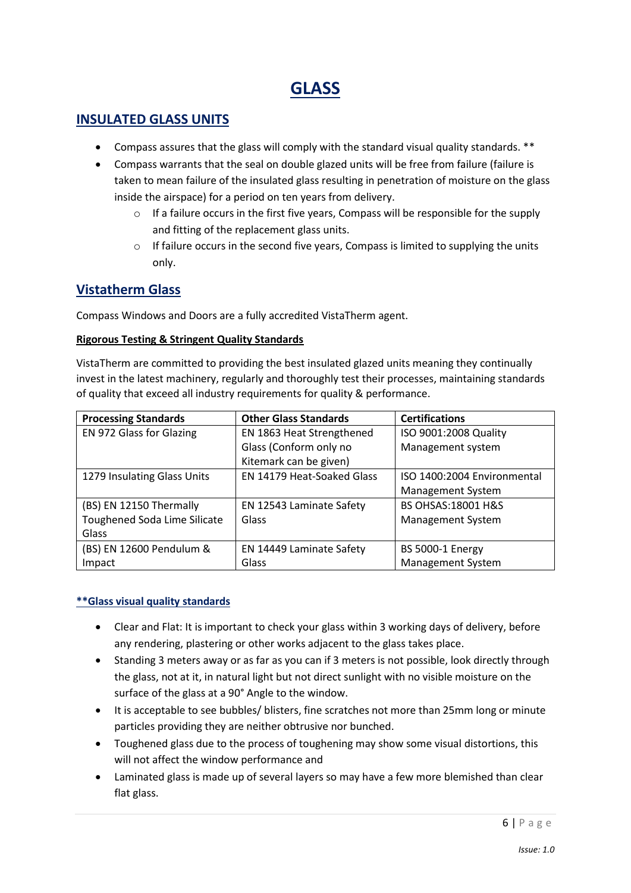# GLASS

## INSULATED GLASS UNITS

- Compass assures that the glass will comply with the standard visual quality standards. **
- Compass warrants that the seal on double glazed units will be free from failure (failure is taken to mean failure of the insulated glass resulting in penetration of moisture on the glass inside the airspace) for a period on ten years from delivery.
    - If a failure occurs in the first five years, Compass will be responsible for the supply and fitting of the replacement glass units.
    - If failure occurs in the second five years, Compass is limited to supplying the units only.

## Vistatherm Glass

Compass Windows and Doors are a fully accredited VistaTherm agent.

**Rigorous Testing & Stringent Quality Standards**

VistaTherm are committed to providing the best insulated glazed units meaning they continually invest in the latest machinery, regularly and thoroughly test their processes, maintaining standards of quality that exceed all industry requirements for quality & performance.

| Processing Standards | Other Glass Standards | Certifications |
|---|---|---|
| EN 972 Glass for Glazing | EN 1863 Heat Strengthened Glass (Conform only no Kitemark can be given) | ISO 9001:2008 Quality Management system |
| 1279 Insulating Glass Units | EN 14179 Heat-Soaked Glass | ISO 1400:2004 Environmental Management System |
| (BS) EN 12150 Thermally Toughened Soda Lime Silicate Glass | EN 12543 Laminate Safety Glass | BS OHSAS:18001 H&S Management System |
| (BS) EN 12600 Pendulum & Impact | EN 14449 Laminate Safety Glass | BS 5000-1 Energy Management System |

**\*\*Glass visual quality standards**

- Clear and Flat: It is important to check your glass within 3 working days of delivery, before any rendering, plastering or other works adjacent to the glass takes place.
- Standing 3 meters away or as far as you can if 3 meters is not possible, look directly through the glass, not at it, in natural light but not direct sunlight with no visible moisture on the surface of the glass at a 90° Angle to the window.
- It is acceptable to see bubbles/ blisters, fine scratches not more than 25mm long or minute particles providing they are neither obtrusive nor bunched.
- Toughened glass due to the process of toughening may show some visual distortions, this will not affect the window performance and
- Laminated glass is made up of several layers so may have a few more blemished than clear flat glass.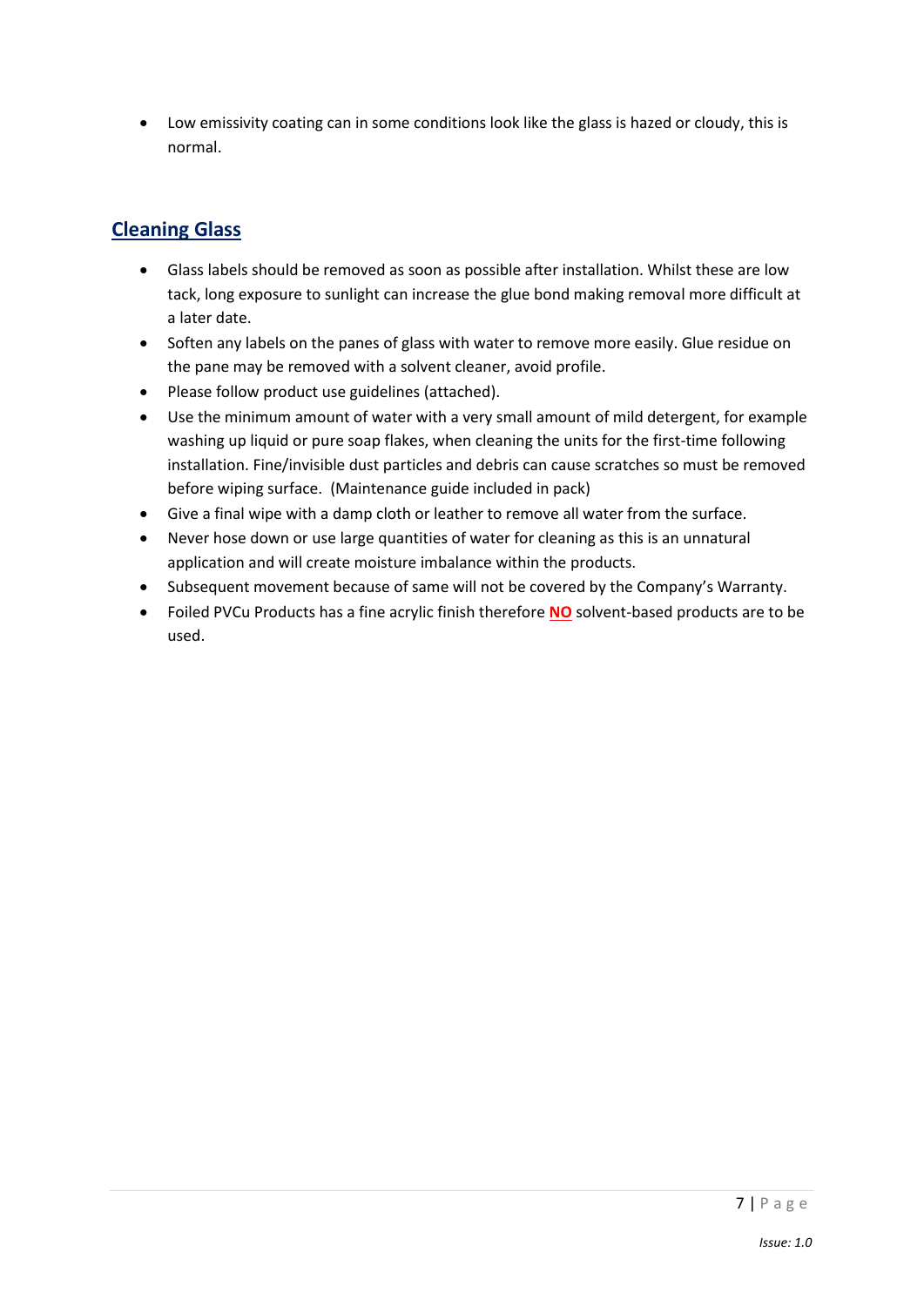- Low emissivity coating can in some conditions look like the glass is hazed or cloudy, this is normal.

## Cleaning Glass

- Glass labels should be removed as soon as possible after installation. Whilst these are low tack, long exposure to sunlight can increase the glue bond making removal more difficult at a later date.
- Soften any labels on the panes of glass with water to remove more easily. Glue residue on the pane may be removed with a solvent cleaner, avoid profile.
- Please follow product use guidelines (attached).
- Use the minimum amount of water with a very small amount of mild detergent, for example washing up liquid or pure soap flakes, when cleaning the units for the first-time following installation. Fine/invisible dust particles and debris can cause scratches so must be removed before wiping surface. (Maintenance guide included in pack)
- Give a final wipe with a damp cloth or leather to remove all water from the surface.
- Never hose down or use large quantities of water for cleaning as this is an unnatural application and will create moisture imbalance within the products.
- Subsequent movement because of same will not be covered by the Company's Warranty.
- Foiled PVCu Products has a fine acrylic finish therefore **NO** solvent-based products are to be used.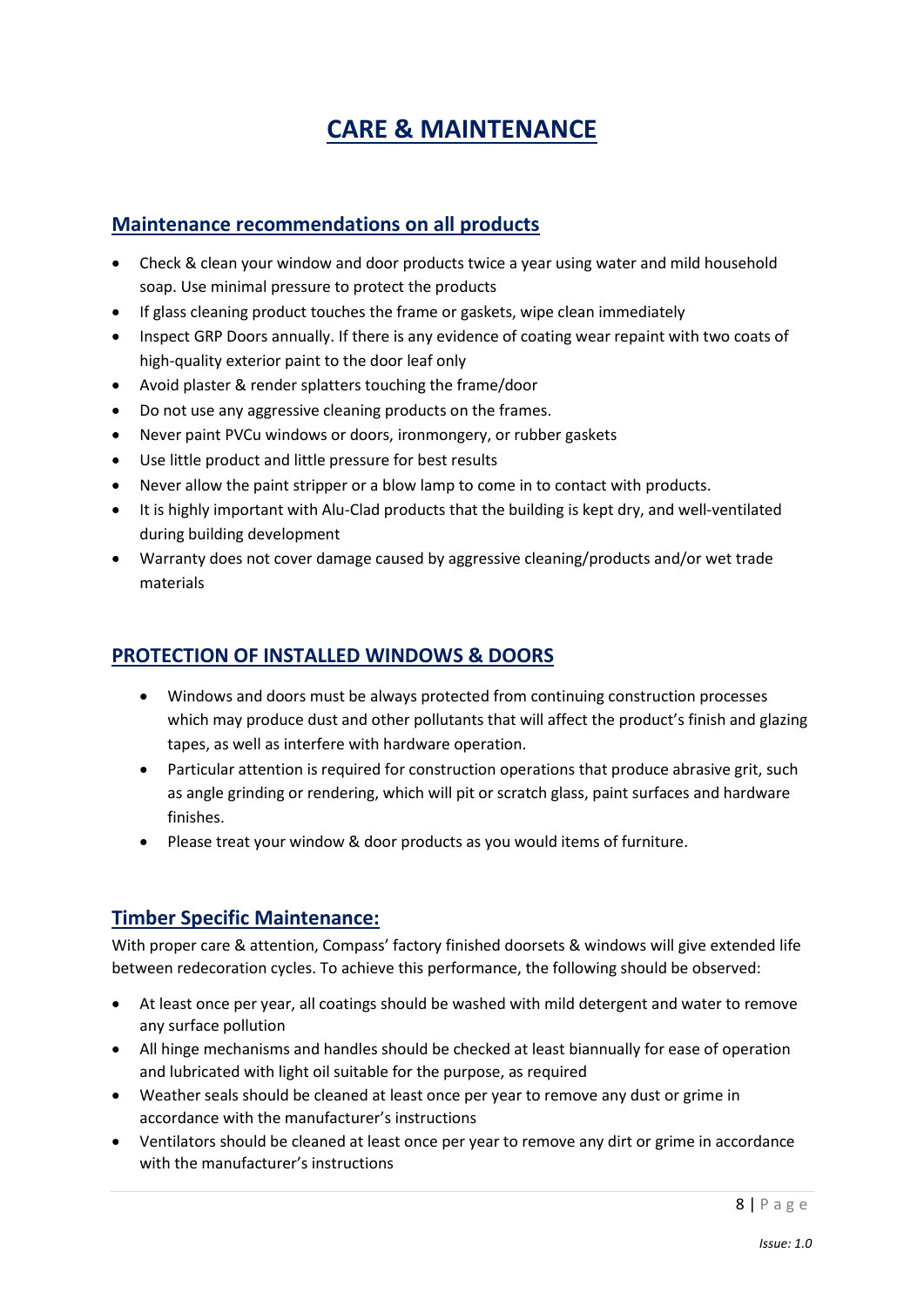# CARE & MAINTENANCE

## Maintenance recommendations on all products

- Check & clean your window and door products twice a year using water and mild household soap. Use minimal pressure to protect the products
- If glass cleaning product touches the frame or gaskets, wipe clean immediately
- Inspect GRP Doors annually. If there is any evidence of coating wear repaint with two coats of high-quality exterior paint to the door leaf only
- Avoid plaster & render splatters touching the frame/door
- Do not use any aggressive cleaning products on the frames.
- Never paint PVCu windows or doors, ironmongery, or rubber gaskets
- Use little product and little pressure for best results
- Never allow the paint stripper or a blow lamp to come in to contact with products.
- It is highly important with Alu-Clad products that the building is kept dry, and well-ventilated during building development
- Warranty does not cover damage caused by aggressive cleaning/products and/or wet trade materials

## PROTECTION OF INSTALLED WINDOWS & DOORS

- Windows and doors must be always protected from continuing construction processes which may produce dust and other pollutants that will affect the product's finish and glazing tapes, as well as interfere with hardware operation.
- Particular attention is required for construction operations that produce abrasive grit, such as angle grinding or rendering, which will pit or scratch glass, paint surfaces and hardware finishes.
- Please treat your window & door products as you would items of furniture.

## Timber Specific Maintenance:

With proper care & attention, Compass' factory finished doorsets & windows will give extended life between redecoration cycles. To achieve this performance, the following should be observed:

- At least once per year, all coatings should be washed with mild detergent and water to remove any surface pollution
- All hinge mechanisms and handles should be checked at least biannually for ease of operation and lubricated with light oil suitable for the purpose, as required
- Weather seals should be cleaned at least once per year to remove any dust or grime in accordance with the manufacturer's instructions
- Ventilators should be cleaned at least once per year to remove any dirt or grime in accordance with the manufacturer's instructions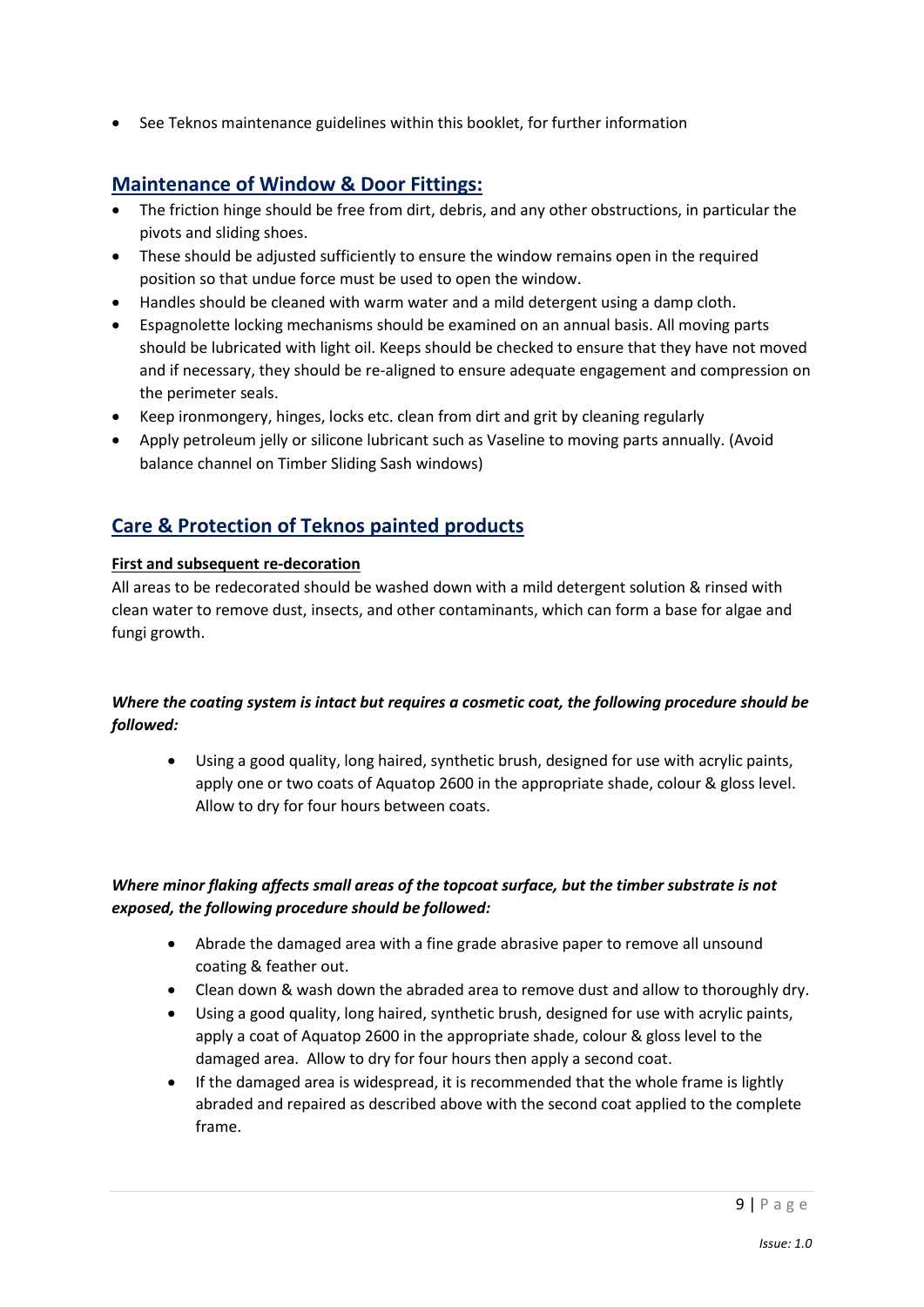- See Teknos maintenance guidelines within this booklet, for further information

## Maintenance of Window & Door Fittings:

- The friction hinge should be free from dirt, debris, and any other obstructions, in particular the pivots and sliding shoes.
- These should be adjusted sufficiently to ensure the window remains open in the required position so that undue force must be used to open the window.
- Handles should be cleaned with warm water and a mild detergent using a damp cloth.
- Espagnolette locking mechanisms should be examined on an annual basis. All moving parts should be lubricated with light oil. Keeps should be checked to ensure that they have not moved and if necessary, they should be re-aligned to ensure adequate engagement and compression on the perimeter seals.
- Keep ironmongery, hinges, locks etc. clean from dirt and grit by cleaning regularly
- Apply petroleum jelly or silicone lubricant such as Vaseline to moving parts annually. (Avoid balance channel on Timber Sliding Sash windows)

## Care & Protection of Teknos painted products

### First and subsequent re-decoration

All areas to be redecorated should be washed down with a mild detergent solution & rinsed with clean water to remove dust, insects, and other contaminants, which can form a base for algae and fungi growth.

***Where the coating system is intact but requires a cosmetic coat, the following procedure should be followed:***

- Using a good quality, long haired, synthetic brush, designed for use with acrylic paints, apply one or two coats of Aquatop 2600 in the appropriate shade, colour & gloss level. Allow to dry for four hours between coats.

***Where minor flaking affects small areas of the topcoat surface, but the timber substrate is not exposed, the following procedure should be followed:***

- Abrade the damaged area with a fine grade abrasive paper to remove all unsound coating & feather out.
- Clean down & wash down the abraded area to remove dust and allow to thoroughly dry.
- Using a good quality, long haired, synthetic brush, designed for use with acrylic paints, apply a coat of Aquatop 2600 in the appropriate shade, colour & gloss level to the damaged area. Allow to dry for four hours then apply a second coat.
- If the damaged area is widespread, it is recommended that the whole frame is lightly abraded and repaired as described above with the second coat applied to the complete frame.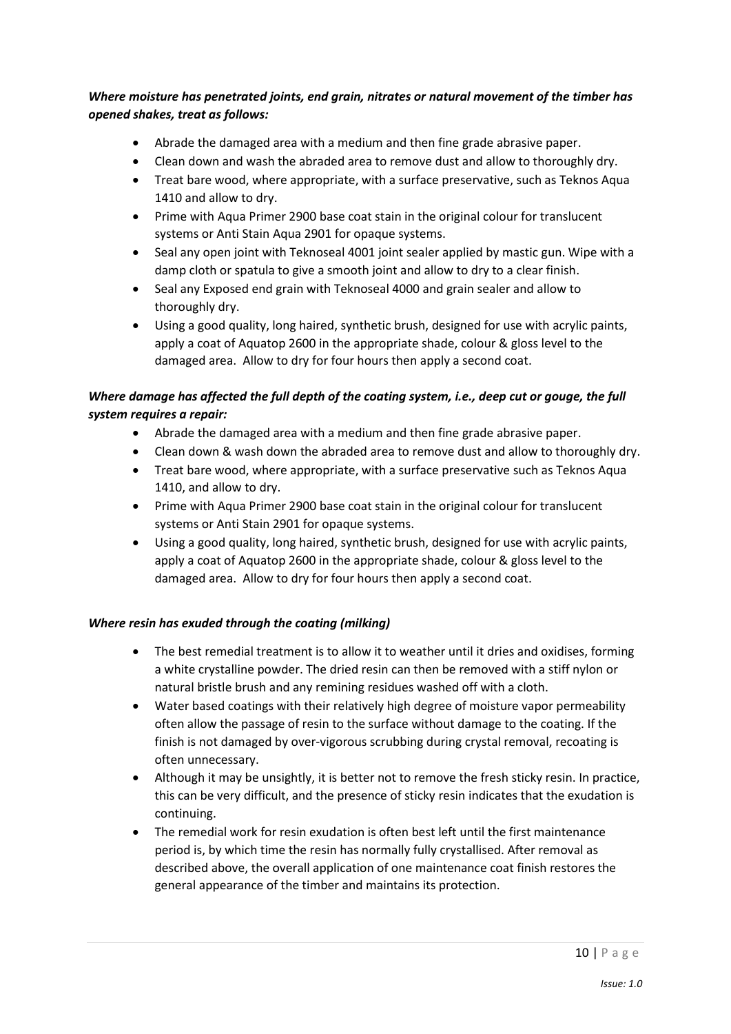***Where moisture has penetrated joints, end grain, nitrates or natural movement of the timber has opened shakes, treat as follows:***

- Abrade the damaged area with a medium and then fine grade abrasive paper.
- Clean down and wash the abraded area to remove dust and allow to thoroughly dry.
- Treat bare wood, where appropriate, with a surface preservative, such as Teknos Aqua 1410 and allow to dry.
- Prime with Aqua Primer 2900 base coat stain in the original colour for translucent systems or Anti Stain Aqua 2901 for opaque systems.
- Seal any open joint with Teknoseal 4001 joint sealer applied by mastic gun. Wipe with a damp cloth or spatula to give a smooth joint and allow to dry to a clear finish.
- Seal any Exposed end grain with Teknoseal 4000 and grain sealer and allow to thoroughly dry.
- Using a good quality, long haired, synthetic brush, designed for use with acrylic paints, apply a coat of Aquatop 2600 in the appropriate shade, colour & gloss level to the damaged area. Allow to dry for four hours then apply a second coat.

***Where damage has affected the full depth of the coating system, i.e., deep cut or gouge, the full system requires a repair:***

- Abrade the damaged area with a medium and then fine grade abrasive paper.
- Clean down & wash down the abraded area to remove dust and allow to thoroughly dry.
- Treat bare wood, where appropriate, with a surface preservative such as Teknos Aqua 1410, and allow to dry.
- Prime with Aqua Primer 2900 base coat stain in the original colour for translucent systems or Anti Stain 2901 for opaque systems.
- Using a good quality, long haired, synthetic brush, designed for use with acrylic paints, apply a coat of Aquatop 2600 in the appropriate shade, colour & gloss level to the damaged area. Allow to dry for four hours then apply a second coat.

***Where resin has exuded through the coating (milking)***

- The best remedial treatment is to allow it to weather until it dries and oxidises, forming a white crystalline powder. The dried resin can then be removed with a stiff nylon or natural bristle brush and any remining residues washed off with a cloth.
- Water based coatings with their relatively high degree of moisture vapor permeability often allow the passage of resin to the surface without damage to the coating. If the finish is not damaged by over-vigorous scrubbing during crystal removal, recoating is often unnecessary.
- Although it may be unsightly, it is better not to remove the fresh sticky resin. In practice, this can be very difficult, and the presence of sticky resin indicates that the exudation is continuing.
- The remedial work for resin exudation is often best left until the first maintenance period is, by which time the resin has normally fully crystallised. After removal as described above, the overall application of one maintenance coat finish restores the general appearance of the timber and maintains its protection.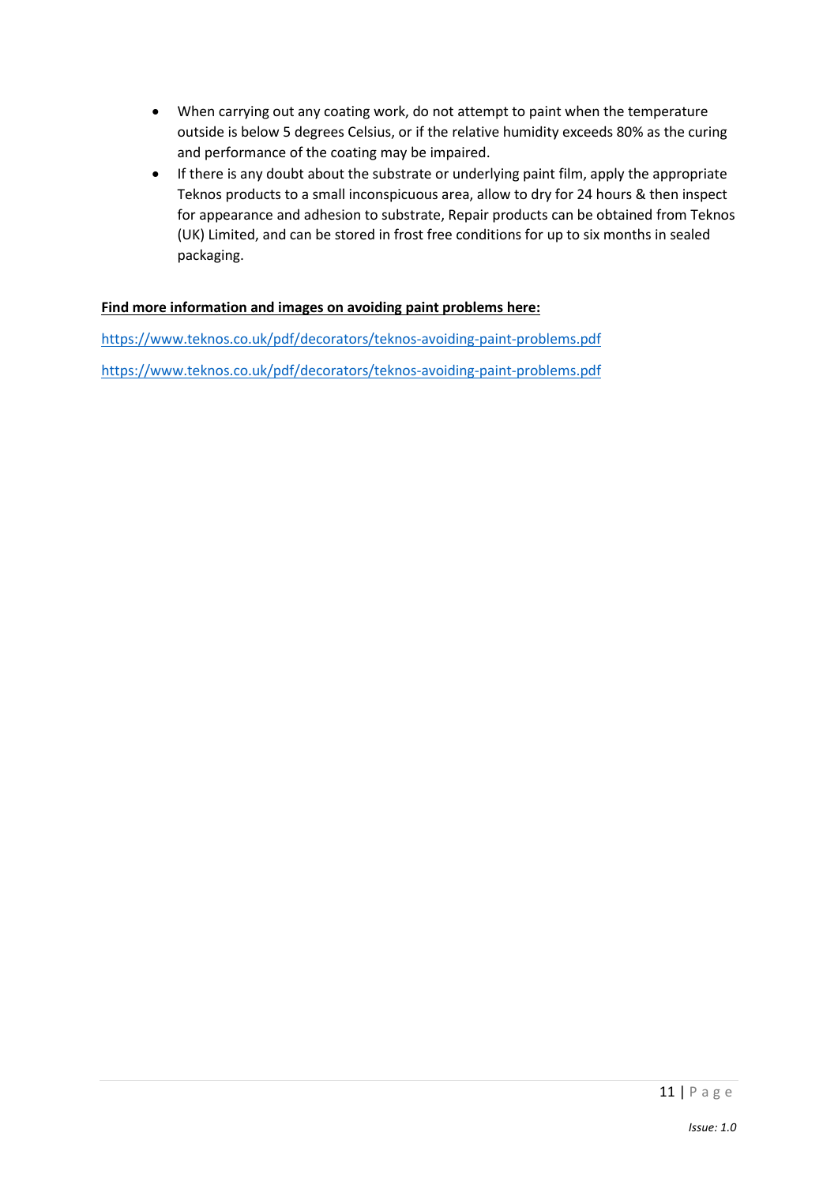- When carrying out any coating work, do not attempt to paint when the temperature outside is below 5 degrees Celsius, or if the relative humidity exceeds 80% as the curing and performance of the coating may be impaired.
- If there is any doubt about the substrate or underlying paint film, apply the appropriate Teknos products to a small inconspicuous area, allow to dry for 24 hours & then inspect for appearance and adhesion to substrate, Repair products can be obtained from Teknos (UK) Limited, and can be stored in frost free conditions for up to six months in sealed packaging.

**<u>Find more information and images on avoiding paint problems here:</u>**

https://www.teknos.co.uk/pdf/decorators/teknos-avoiding-paint-problems.pdf

https://www.teknos.co.uk/pdf/decorators/teknos-avoiding-paint-problems.pdf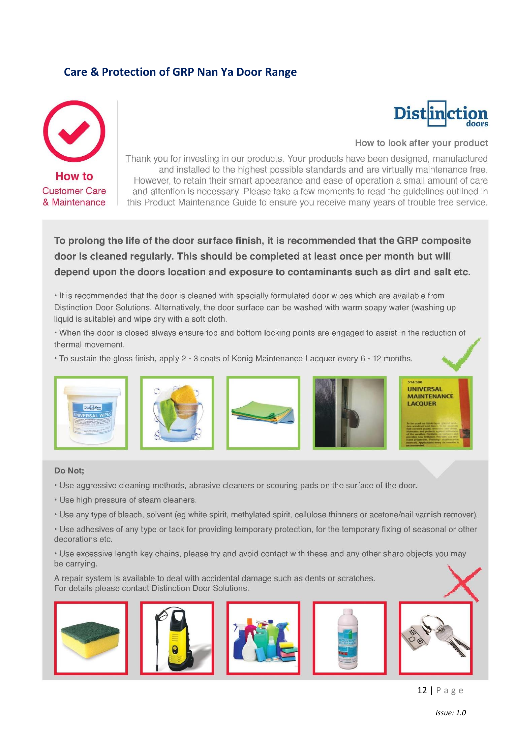## Care & Protection of GRP Nan Ya Door Range

**How to Customer Care & Maintenance**

Distinction doors

How to look after your product

Thank you for investing in our products. Your products have been designed, manufactured and installed to the highest possible standards and are virtually maintenance free. However, to retain their smart appearance and ease of operation a small amount of care and attention is necessary. Please take a few moments to read the guidelines outlined in this Product Maintenance Guide to ensure you receive many years of trouble free service.

**To prolong the life of the door surface finish, it is recommended that the GRP composite door is cleaned regularly. This should be completed at least once per month but will depend upon the doors location and exposure to contaminants such as dirt and salt etc.**

- It is recommended that the door is cleaned with specially formulated door wipes which are available from Distinction Door Solutions. Alternatively, the door surface can be washed with warm soapy water (washing up liquid is suitable) and wipe dry with a soft cloth.
- When the door is closed always ensure top and bottom locking points are engaged to assist in the reduction of thermal movement.
- To sustain the gloss finish, apply 2 - 3 coats of Konig Maintenance Lacquer every 6 - 12 months.

**Do Not;**

- Use aggressive cleaning methods, abrasive cleaners or scouring pads on the surface of the door.
- Use high pressure of steam cleaners.
- Use any type of bleach, solvent (eg white spirit, methylated spirit, cellulose thinners or acetone/nail varnish remover).
- Use adhesives of any type or tack for providing temporary protection, for the temporary fixing of seasonal or other decorations etc.
- Use excessive length key chains, please try and avoid contact with these and any other sharp objects you may be carrying.

A repair system is available to deal with accidental damage such as dents or scratches.
For details please contact Distinction Door Solutions.

*Issue: 1.0*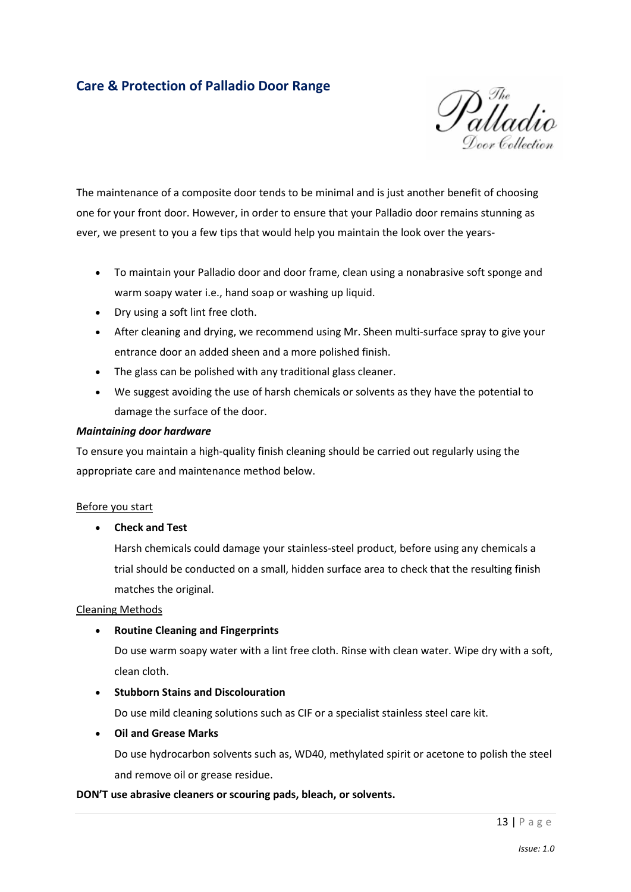## Care & Protection of Palladio Door Range

The maintenance of a composite door tends to be minimal and is just another benefit of choosing one for your front door. However, in order to ensure that your Palladio door remains stunning as ever, we present to you a few tips that would help you maintain the look over the years-

- To maintain your Palladio door and door frame, clean using a nonabrasive soft sponge and warm soapy water i.e., hand soap or washing up liquid.
- Dry using a soft lint free cloth.
- After cleaning and drying, we recommend using Mr. Sheen multi-surface spray to give your entrance door an added sheen and a more polished finish.
- The glass can be polished with any traditional glass cleaner.
- We suggest avoiding the use of harsh chemicals or solvents as they have the potential to damage the surface of the door.

***Maintaining door hardware***

To ensure you maintain a high-quality finish cleaning should be carried out regularly using the appropriate care and maintenance method below.

<u>Before you start</u>

- **Check and Test**

  Harsh chemicals could damage your stainless-steel product, before using any chemicals a trial should be conducted on a small, hidden surface area to check that the resulting finish matches the original.

<u>Cleaning Methods</u>

- **Routine Cleaning and Fingerprints**

  Do use warm soapy water with a lint free cloth. Rinse with clean water. Wipe dry with a soft, clean cloth.

- **Stubborn Stains and Discolouration**

  Do use mild cleaning solutions such as CIF or a specialist stainless steel care kit.

- **Oil and Grease Marks**

  Do use hydrocarbon solvents such as, WD40, methylated spirit or acetone to polish the steel and remove oil or grease residue.

**DON'T use abrasive cleaners or scouring pads, bleach, or solvents.**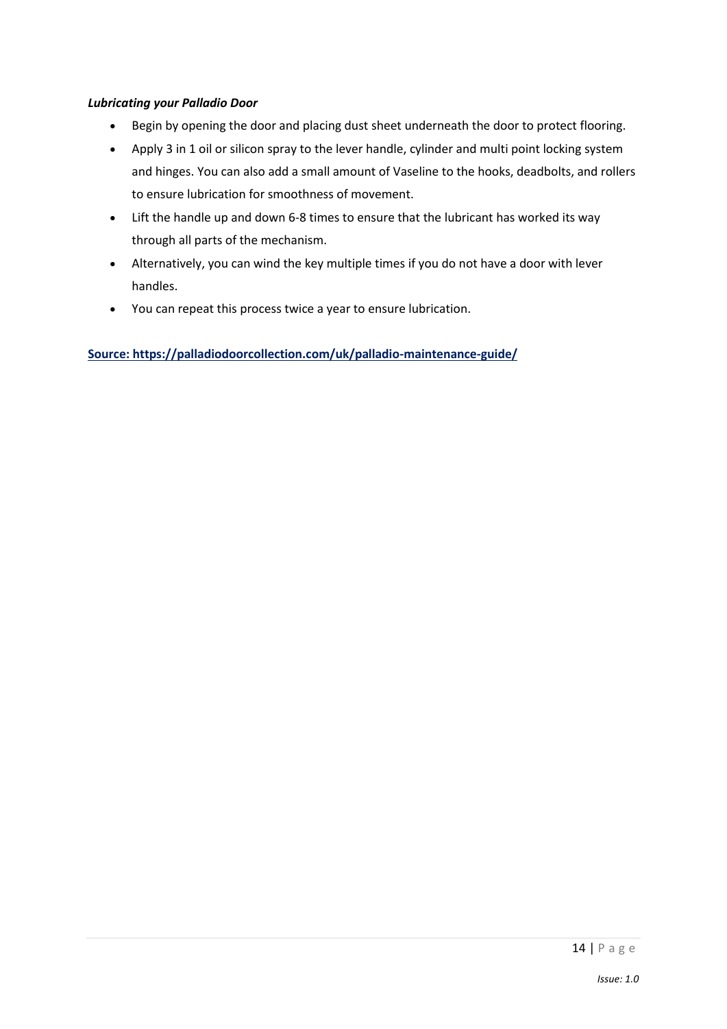***Lubricating your Palladio Door***

- Begin by opening the door and placing dust sheet underneath the door to protect flooring.
- Apply 3 in 1 oil or silicon spray to the lever handle, cylinder and multi point locking system and hinges. You can also add a small amount of Vaseline to the hooks, deadbolts, and rollers to ensure lubrication for smoothness of movement.
- Lift the handle up and down 6-8 times to ensure that the lubricant has worked its way through all parts of the mechanism.
- Alternatively, you can wind the key multiple times if you do not have a door with lever handles.
- You can repeat this process twice a year to ensure lubrication.

**Source: https://palladiodoorcollection.com/uk/palladio-maintenance-guide/**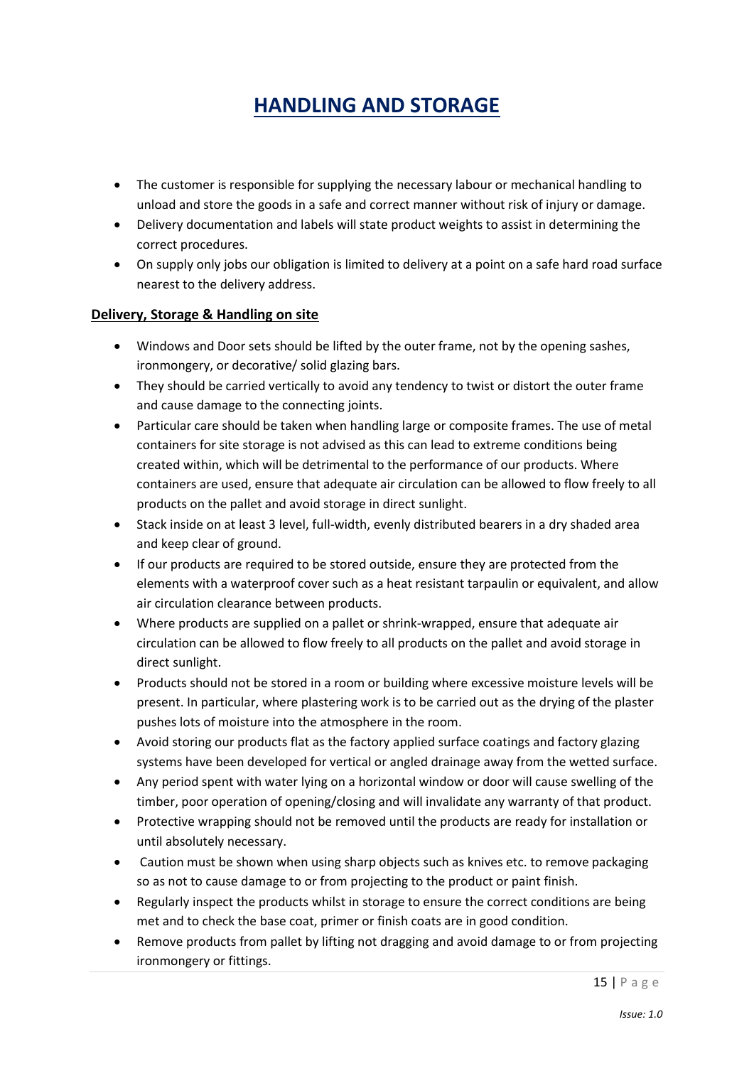# HANDLING AND STORAGE

- The customer is responsible for supplying the necessary labour or mechanical handling to unload and store the goods in a safe and correct manner without risk of injury or damage.
- Delivery documentation and labels will state product weights to assist in determining the correct procedures.
- On supply only jobs our obligation is limited to delivery at a point on a safe hard road surface nearest to the delivery address.

## Delivery, Storage & Handling on site

- Windows and Door sets should be lifted by the outer frame, not by the opening sashes, ironmongery, or decorative/ solid glazing bars.
- They should be carried vertically to avoid any tendency to twist or distort the outer frame and cause damage to the connecting joints.
- Particular care should be taken when handling large or composite frames. The use of metal containers for site storage is not advised as this can lead to extreme conditions being created within, which will be detrimental to the performance of our products. Where containers are used, ensure that adequate air circulation can be allowed to flow freely to all products on the pallet and avoid storage in direct sunlight.
- Stack inside on at least 3 level, full-width, evenly distributed bearers in a dry shaded area and keep clear of ground.
- If our products are required to be stored outside, ensure they are protected from the elements with a waterproof cover such as a heat resistant tarpaulin or equivalent, and allow air circulation clearance between products.
- Where products are supplied on a pallet or shrink-wrapped, ensure that adequate air circulation can be allowed to flow freely to all products on the pallet and avoid storage in direct sunlight.
- Products should not be stored in a room or building where excessive moisture levels will be present. In particular, where plastering work is to be carried out as the drying of the plaster pushes lots of moisture into the atmosphere in the room.
- Avoid storing our products flat as the factory applied surface coatings and factory glazing systems have been developed for vertical or angled drainage away from the wetted surface.
- Any period spent with water lying on a horizontal window or door will cause swelling of the timber, poor operation of opening/closing and will invalidate any warranty of that product.
- Protective wrapping should not be removed until the products are ready for installation or until absolutely necessary.
- Caution must be shown when using sharp objects such as knives etc. to remove packaging so as not to cause damage to or from projecting to the product or paint finish.
- Regularly inspect the products whilst in storage to ensure the correct conditions are being met and to check the base coat, primer or finish coats are in good condition.
- Remove products from pallet by lifting not dragging and avoid damage to or from projecting ironmongery or fittings.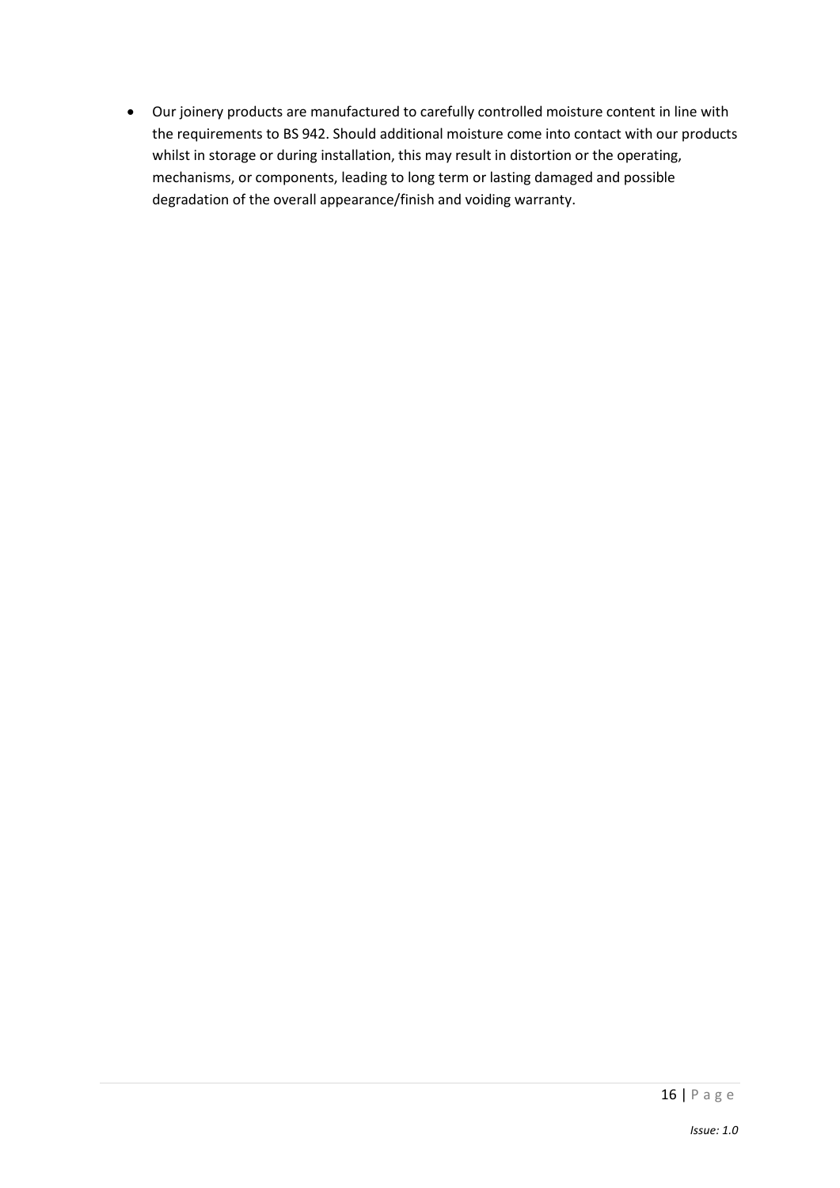- Our joinery products are manufactured to carefully controlled moisture content in line with the requirements to BS 942. Should additional moisture come into contact with our products whilst in storage or during installation, this may result in distortion or the operating, mechanisms, or components, leading to long term or lasting damaged and possible degradation of the overall appearance/finish and voiding warranty.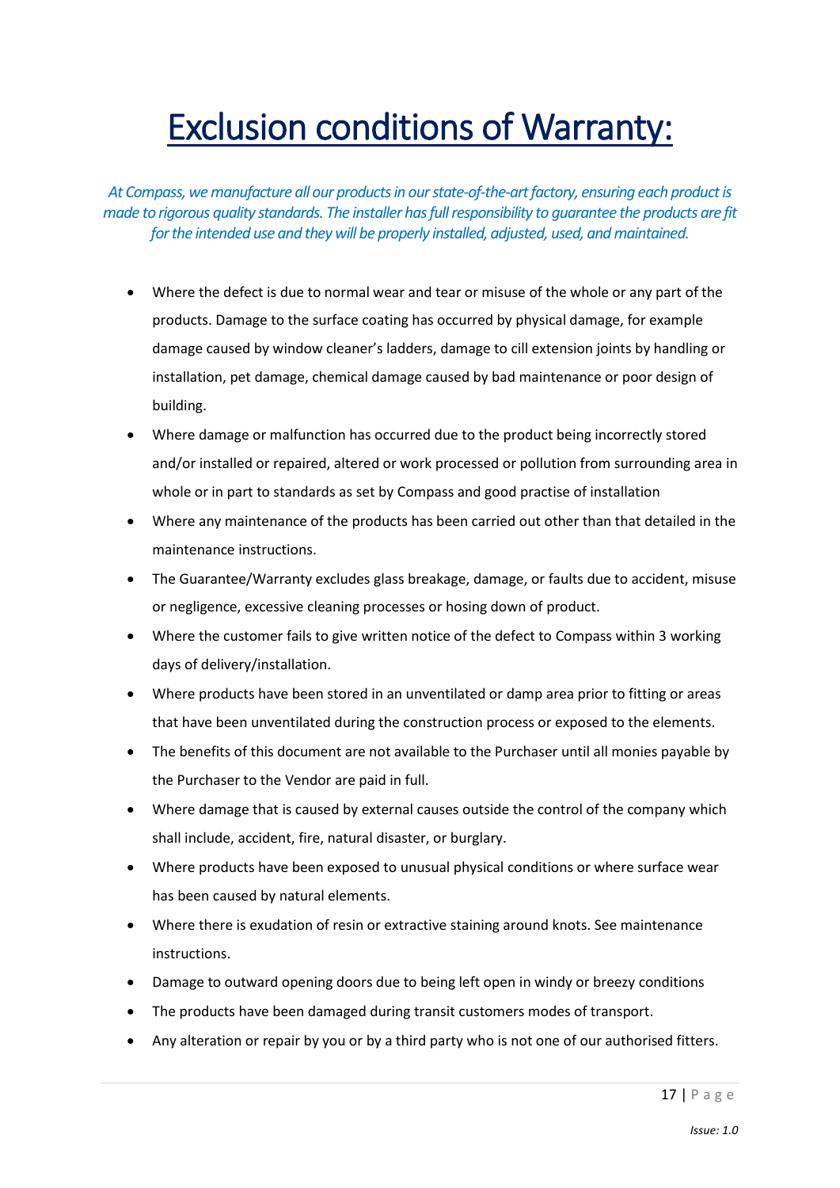# Exclusion conditions of Warranty:

*At Compass, we manufacture all our products in our state-of-the-art factory, ensuring each product is made to rigorous quality standards. The installer has full responsibility to guarantee the products are fit for the intended use and they will be properly installed, adjusted, used, and maintained.*

- Where the defect is due to normal wear and tear or misuse of the whole or any part of the products. Damage to the surface coating has occurred by physical damage, for example damage caused by window cleaner's ladders, damage to cill extension joints by handling or installation, pet damage, chemical damage caused by bad maintenance or poor design of building.
- Where damage or malfunction has occurred due to the product being incorrectly stored and/or installed or repaired, altered or work processed or pollution from surrounding area in whole or in part to standards as set by Compass and good practise of installation
- Where any maintenance of the products has been carried out other than that detailed in the maintenance instructions.
- The Guarantee/Warranty excludes glass breakage, damage, or faults due to accident, misuse or negligence, excessive cleaning processes or hosing down of product.
- Where the customer fails to give written notice of the defect to Compass within 3 working days of delivery/installation.
- Where products have been stored in an unventilated or damp area prior to fitting or areas that have been unventilated during the construction process or exposed to the elements.
- The benefits of this document are not available to the Purchaser until all monies payable by the Purchaser to the Vendor are paid in full.
- Where damage that is caused by external causes outside the control of the company which shall include, accident, fire, natural disaster, or burglary.
- Where products have been exposed to unusual physical conditions or where surface wear has been caused by natural elements.
- Where there is exudation of resin or extractive staining around knots. See maintenance instructions.
- Damage to outward opening doors due to being left open in windy or breezy conditions
- The products have been damaged during transit customers modes of transport.
- Any alteration or repair by you or by a third party who is not one of our authorised fitters.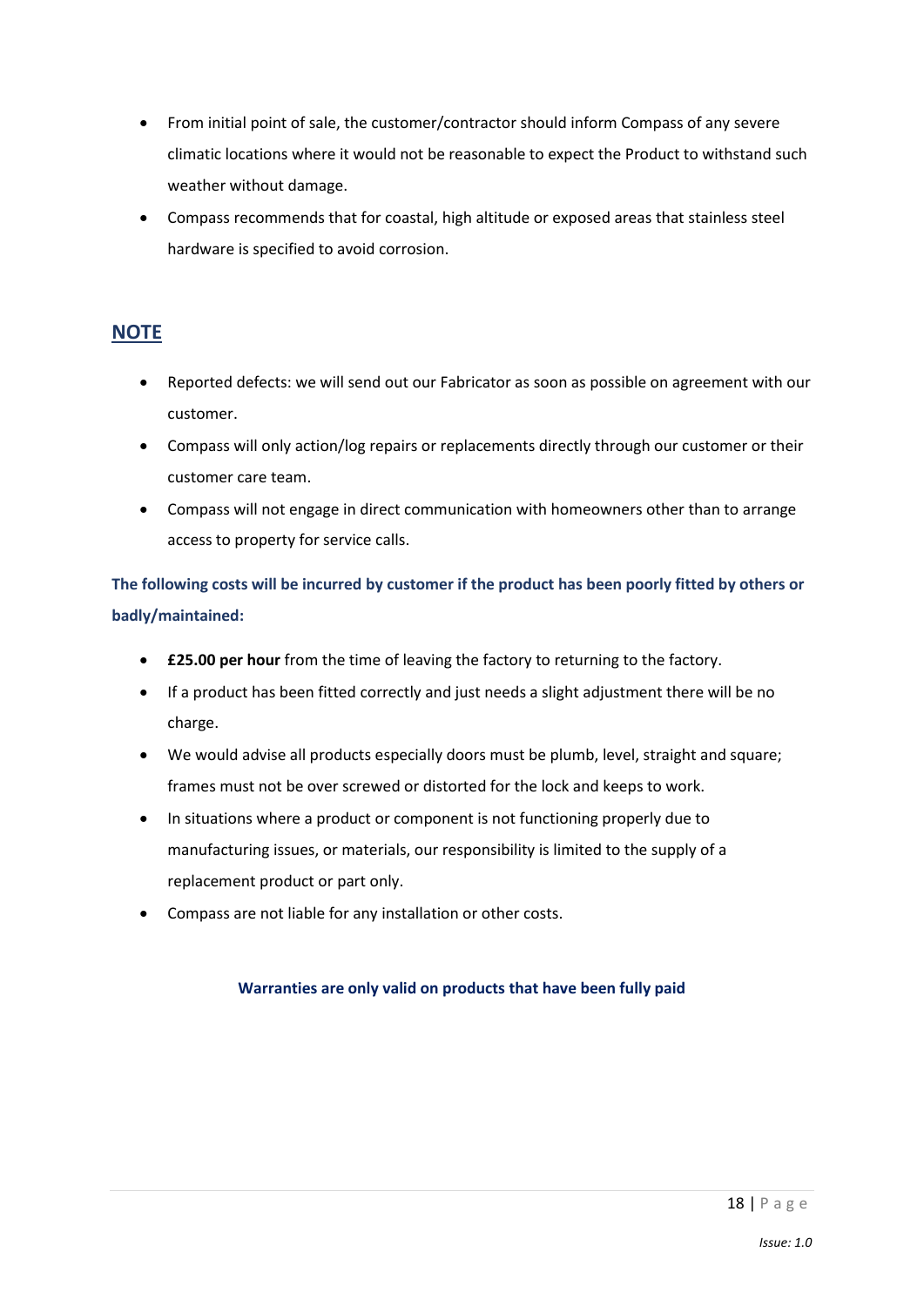- From initial point of sale, the customer/contractor should inform Compass of any severe climatic locations where it would not be reasonable to expect the Product to withstand such weather without damage.
- Compass recommends that for coastal, high altitude or exposed areas that stainless steel hardware is specified to avoid corrosion.

## NOTE

- Reported defects: we will send out our Fabricator as soon as possible on agreement with our customer.
- Compass will only action/log repairs or replacements directly through our customer or their customer care team.
- Compass will not engage in direct communication with homeowners other than to arrange access to property for service calls.

**The following costs will be incurred by customer if the product has been poorly fitted by others or badly/maintained:**

- **£25.00 per hour** from the time of leaving the factory to returning to the factory.
- If a product has been fitted correctly and just needs a slight adjustment there will be no charge.
- We would advise all products especially doors must be plumb, level, straight and square; frames must not be over screwed or distorted for the lock and keeps to work.
- In situations where a product or component is not functioning properly due to manufacturing issues, or materials, our responsibility is limited to the supply of a replacement product or part only.
- Compass are not liable for any installation or other costs.

**Warranties are only valid on products that have been fully paid**